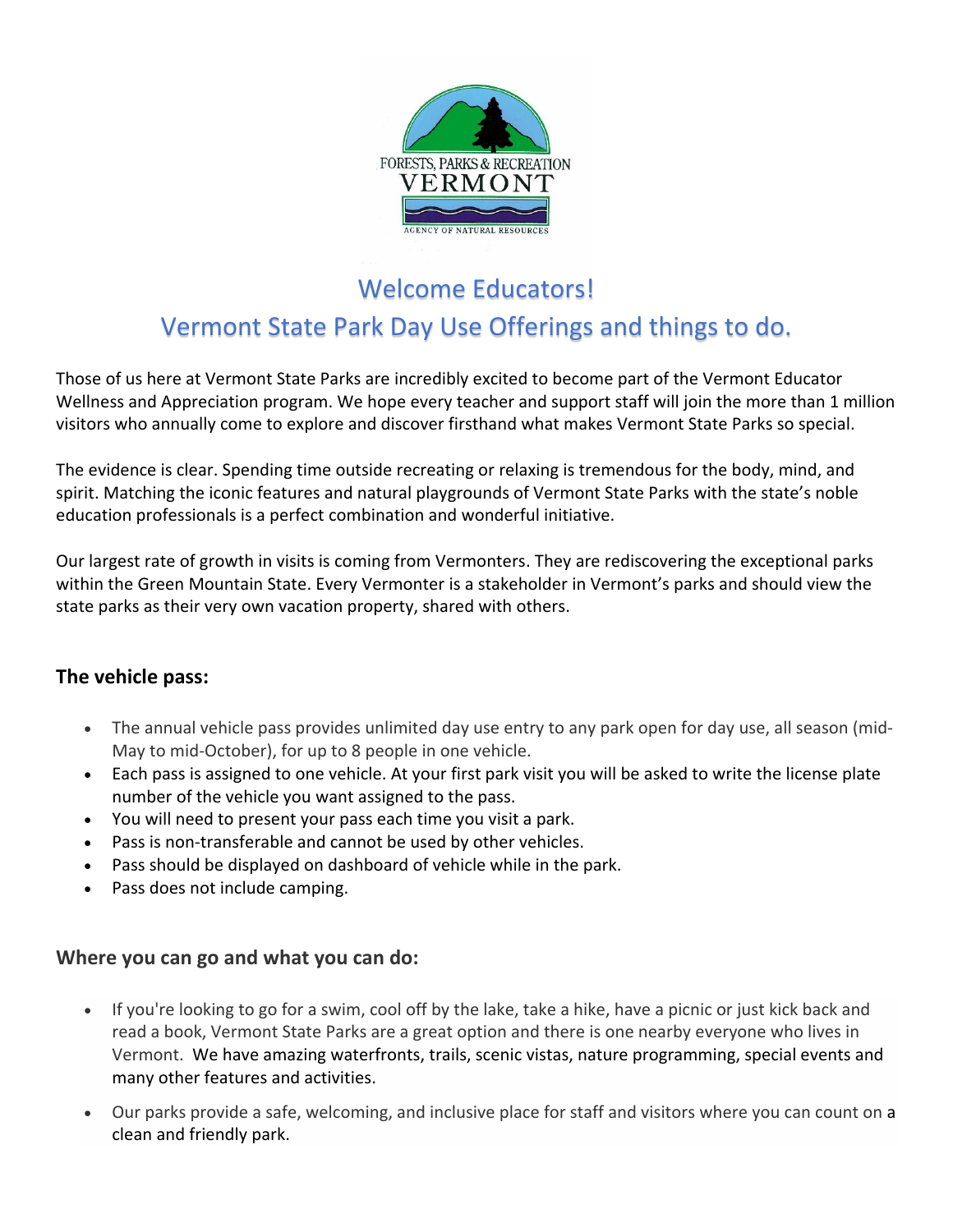FORESTS, PARKS & RECREATION
VERMONT
AGENCY OF NATURAL RESOURCES

# Welcome Educators!

# Vermont State Park Day Use Offerings and things to do.

Those of us here at Vermont State Parks are incredibly excited to become part of the Vermont Educator Wellness and Appreciation program. We hope every teacher and support staff will join the more than 1 million visitors who annually come to explore and discover firsthand what makes Vermont State Parks so special.

The evidence is clear. Spending time outside recreating or relaxing is tremendous for the body, mind, and spirit. Matching the iconic features and natural playgrounds of Vermont State Parks with the state's noble education professionals is a perfect combination and wonderful initiative.

Our largest rate of growth in visits is coming from Vermonters. They are rediscovering the exceptional parks within the Green Mountain State. Every Vermonter is a stakeholder in Vermont's parks and should view the state parks as their very own vacation property, shared with others.

### The vehicle pass:

- The annual vehicle pass provides unlimited day use entry to any park open for day use, all season (mid-May to mid-October), for up to 8 people in one vehicle.
- Each pass is assigned to one vehicle. At your first park visit you will be asked to write the license plate number of the vehicle you want assigned to the pass.
- You will need to present your pass each time you visit a park.
- Pass is non-transferable and cannot be used by other vehicles.
- Pass should be displayed on dashboard of vehicle while in the park.
- Pass does not include camping.

### Where you can go and what you can do:

- If you're looking to go for a swim, cool off by the lake, take a hike, have a picnic or just kick back and read a book, Vermont State Parks are a great option and there is one nearby everyone who lives in Vermont. We have amazing waterfronts, trails, scenic vistas, nature programming, special events and many other features and activities.
- Our parks provide a safe, welcoming, and inclusive place for staff and visitors where you can count on a clean and friendly park.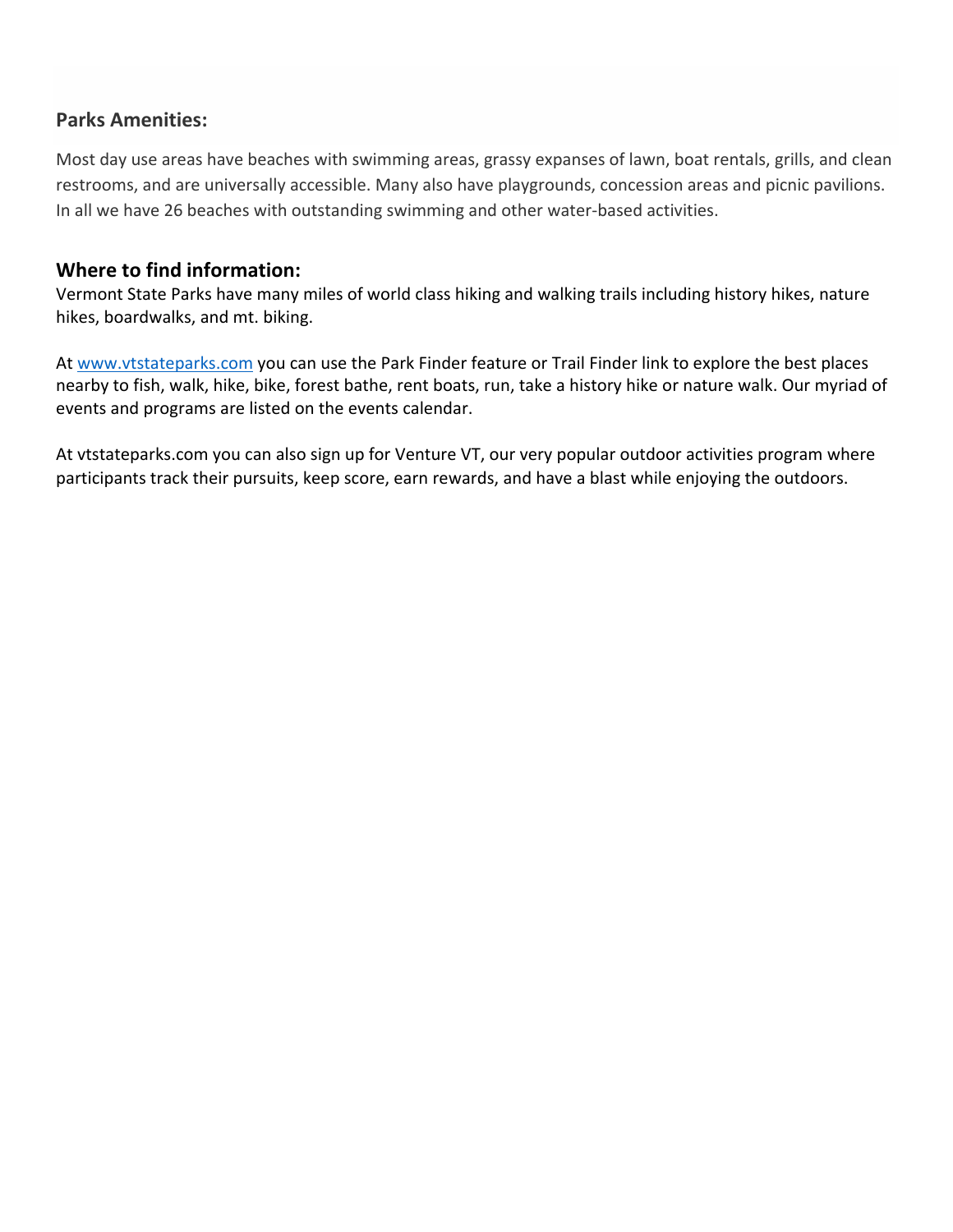### Parks Amenities:

Most day use areas have beaches with swimming areas, grassy expanses of lawn, boat rentals, grills, and clean restrooms, and are universally accessible. Many also have playgrounds, concession areas and picnic pavilions. In all we have 26 beaches with outstanding swimming and other water-based activities.

### Where to find information:

Vermont State Parks have many miles of world class hiking and walking trails including history hikes, nature hikes, boardwalks, and mt. biking.

At [www.vtstateparks.com](http://www.vtstateparks.com) you can use the Park Finder feature or Trail Finder link to explore the best places nearby to fish, walk, hike, bike, forest bathe, rent boats, run, take a history hike or nature walk. Our myriad of events and programs are listed on the events calendar.

At vtstateparks.com you can also sign up for Venture VT, our very popular outdoor activities program where participants track their pursuits, keep score, earn rewards, and have a blast while enjoying the outdoors.